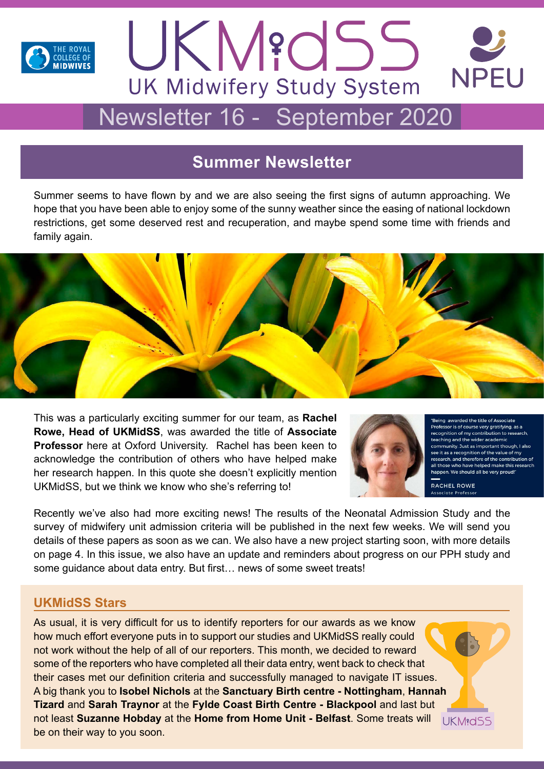# UKMidSS

## UK Midwifery Study System

## Newsletter 16 - September 2020

## Summer Newsletter

Summer seems to have flown by and we are also seeing the first signs of autumn approaching. We hope that you have been able to enjoy some of the sunny weather since the easing of national lockdown restrictions, get some deserved rest and recuperation, and maybe spend some time with friends and family again.

This was a particularly exciting summer for our team, as **Rachel Rowe, Head of UKMidSS**, was awarded the title of **Associate Professor** here at Oxford University. Rachel has been keen to acknowledge the contribution of others who have helped make her research happen. In this quote she doesn't explicitly mention UKMidSS, but we think we know who she's referring to!

"Being awarded the title of Associate Professor is of course very gratifying, as a recognition of my contribution to research, teaching and the wider academic community. Just as important though, I also see it as a recognition of the value of my research, and therefore of the contribution of all those who have helped make this research happen. We should all be very proud!"

RACHEL ROWE
Associate Professor

Recently we've also had more exciting news! The results of the Neonatal Admission Study and the survey of midwifery unit admission criteria will be published in the next few weeks. We will send you details of these papers as soon as we can. We also have a new project starting soon, with more details on page 4. In this issue, we also have an update and reminders about progress on our PPH study and some guidance about data entry. But first… news of some sweet treats!

### UKMidSS Stars

As usual, it is very difficult for us to identify reporters for our awards as we know how much effort everyone puts in to support our studies and UKMidSS really could not work without the help of all of our reporters. This month, we decided to reward some of the reporters who have completed all their data entry, went back to check that their cases met our definition criteria and successfully managed to navigate IT issues. A big thank you to **Isobel Nichols** at the **Sanctuary Birth centre - Nottingham**, **Hannah Tizard** and **Sarah Traynor** at the **Fylde Coast Birth Centre - Blackpool** and last but not least **Suzanne Hobday** at the **Home from Home Unit - Belfast**. Some treats will be on their way to you soon.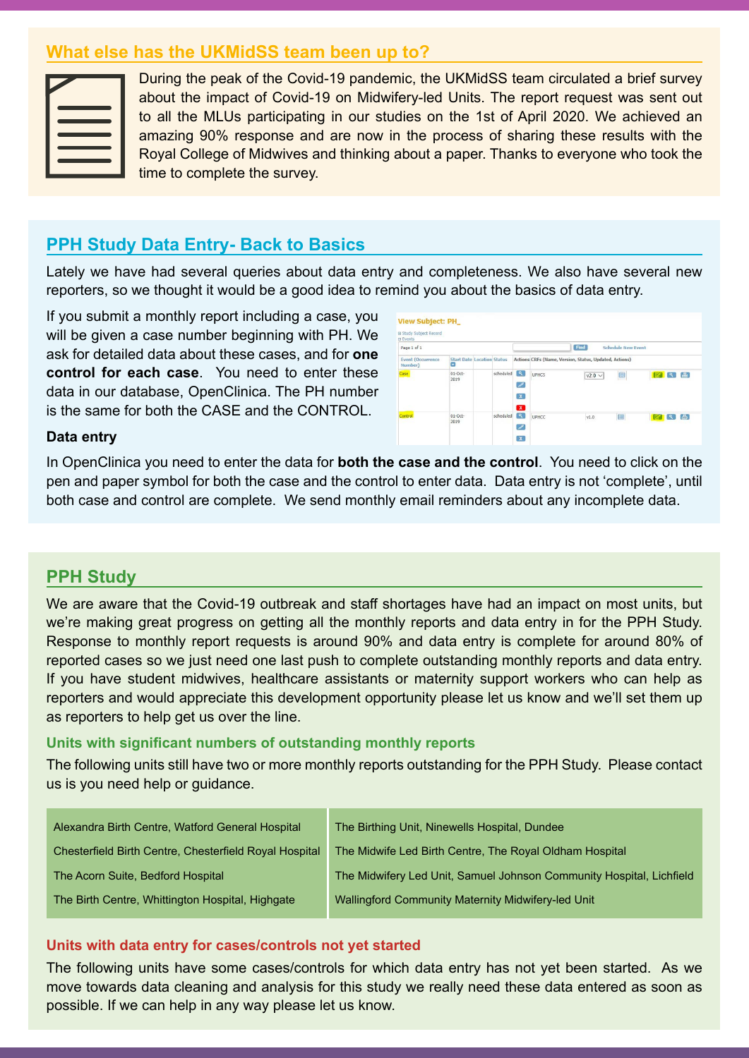## What else has the UKMidSS team been up to?

During the peak of the Covid-19 pandemic, the UKMidSS team circulated a brief survey about the impact of Covid-19 on Midwifery-led Units. The report request was sent out to all the MLUs participating in our studies on the 1st of April 2020. We achieved an amazing 90% response and are now in the process of sharing these results with the Royal College of Midwives and thinking about a paper. Thanks to everyone who took the time to complete the survey.

## PPH Study Data Entry- Back to Basics

Lately we have had several queries about data entry and completeness. We also have several new reporters, so we thought it would be a good idea to remind you about the basics of data entry.

If you submit a monthly report including a case, you will be given a case number beginning with PH. We ask for detailed data about these cases, and for **one control for each case**. You need to enter these data in our database, OpenClinica. The PH number is the same for both the CASE and the CONTROL.

### Data entry

In OpenClinica you need to enter the data for **both the case and the control**. You need to click on the pen and paper symbol for both the case and the control to enter data. Data entry is not 'complete', until both case and control are complete. We send monthly email reminders about any incomplete data.

## PPH Study

We are aware that the Covid-19 outbreak and staff shortages have had an impact on most units, but we're making great progress on getting all the monthly reports and data entry in for the PPH Study. Response to monthly report requests is around 90% and data entry is complete for around 80% of reported cases so we just need one last push to complete outstanding monthly reports and data entry. If you have student midwives, healthcare assistants or maternity support workers who can help as reporters and would appreciate this development opportunity please let us know and we'll set them up as reporters to help get us over the line.

### Units with significant numbers of outstanding monthly reports

The following units still have two or more monthly reports outstanding for the PPH Study. Please contact us is you need help or guidance.

| | |
|---|---|
| Alexandra Birth Centre, Watford General Hospital | The Birthing Unit, Ninewells Hospital, Dundee |
| Chesterfield Birth Centre, Chesterfield Royal Hospital | The Midwife Led Birth Centre, The Royal Oldham Hospital |
| The Acorn Suite, Bedford Hospital | The Midwifery Led Unit, Samuel Johnson Community Hospital, Lichfield |
| The Birth Centre, Whittington Hospital, Highgate | Wallingford Community Maternity Midwifery-led Unit |

### Units with data entry for cases/controls not yet started

The following units have some cases/controls for which data entry has not yet been started. As we move towards data cleaning and analysis for this study we really need these data entered as soon as possible. If we can help in any way please let us know.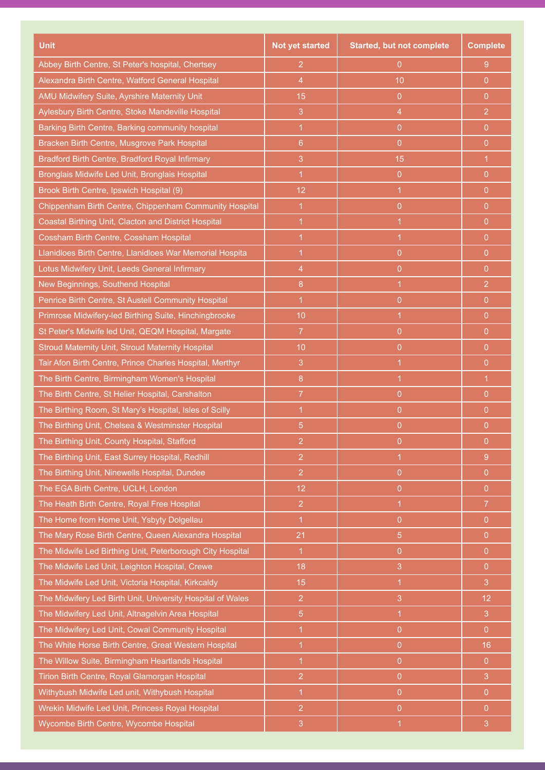| Unit | Not yet started | Started, but not complete | Complete |
| --- | --- | --- | --- |
| Abbey Birth Centre, St Peter's hospital, Chertsey | 2 | 0 | 9 |
| Alexandra Birth Centre, Watford General Hospital | 4 | 10 | 0 |
| AMU Midwifery Suite, Ayrshire Maternity Unit | 15 | 0 | 0 |
| Aylesbury Birth Centre, Stoke Mandeville Hospital | 3 | 4 | 2 |
| Barking Birth Centre, Barking community hospital | 1 | 0 | 0 |
| Bracken Birth Centre, Musgrove Park Hospital | 6 | 0 | 0 |
| Bradford Birth Centre, Bradford Royal Infirmary | 3 | 15 | 1 |
| Bronglais Midwife Led Unit, Bronglais Hospital | 1 | 0 | 0 |
| Brook Birth Centre, Ipswich Hospital (9) | 12 | 1 | 0 |
| Chippenham Birth Centre, Chippenham Community Hospital | 1 | 0 | 0 |
| Coastal Birthing Unit, Clacton and District Hospital | 1 | 1 | 0 |
| Cossham Birth Centre, Cossham Hospital | 1 | 1 | 0 |
| Llanidloes Birth Centre, Llanidloes War Memorial Hospita | 1 | 0 | 0 |
| Lotus Midwifery Unit, Leeds General Infirmary | 4 | 0 | 0 |
| New Beginnings, Southend Hospital | 8 | 1 | 2 |
| Penrice Birth Centre, St Austell Community Hospital | 1 | 0 | 0 |
| Primrose Midwifery-led Birthing Suite, Hinchingbrooke | 10 | 1 | 0 |
| St Peter's Midwife led Unit, QEQM Hospital, Margate | 7 | 0 | 0 |
| Stroud Maternity Unit, Stroud Maternity Hospital | 10 | 0 | 0 |
| Tair Afon Birth Centre, Prince Charles Hospital, Merthyr | 3 | 1 | 0 |
| The Birth Centre, Birmingham Women's Hospital | 8 | 1 | 1 |
| The Birth Centre, St Helier Hospital, Carshalton | 7 | 0 | 0 |
| The Birthing Room, St Mary's Hospital, Isles of Scilly | 1 | 0 | 0 |
| The Birthing Unit, Chelsea & Westminster Hospital | 5 | 0 | 0 |
| The Birthing Unit, County Hospital, Stafford | 2 | 0 | 0 |
| The Birthing Unit, East Surrey Hospital, Redhill | 2 | 1 | 9 |
| The Birthing Unit, Ninewells Hospital, Dundee | 2 | 0 | 0 |
| The EGA Birth Centre, UCLH, London | 12 | 0 | 0 |
| The Heath Birth Centre, Royal Free Hospital | 2 | 1 | 7 |
| The Home from Home Unit, Ysbyty Dolgellau | 1 | 0 | 0 |
| The Mary Rose Birth Centre, Queen Alexandra Hospital | 21 | 5 | 0 |
| The Midwife Led Birthing Unit, Peterborough City Hospital | 1 | 0 | 0 |
| The Midwife Led Unit, Leighton Hospital, Crewe | 18 | 3 | 0 |
| The Midwife Led Unit, Victoria Hospital, Kirkcaldy | 15 | 1 | 3 |
| The Midwifery Led Birth Unit, University Hospital of Wales | 2 | 3 | 12 |
| The Midwifery Led Unit, Altnagelvin Area Hospital | 5 | 1 | 3 |
| The Midwifery Led Unit, Cowal Community Hospital | 1 | 0 | 0 |
| The White Horse Birth Centre, Great Western Hospital | 1 | 0 | 16 |
| The Willow Suite, Birmingham Heartlands Hospital | 1 | 0 | 0 |
| Tirion Birth Centre, Royal Glamorgan Hospital | 2 | 0 | 3 |
| Withybush Midwife Led unit, Withybush Hospital | 1 | 0 | 0 |
| Wrekin Midwife Led Unit, Princess Royal Hospital | 2 | 0 | 0 |
| Wycombe Birth Centre, Wycombe Hospital | 3 | 1 | 3 |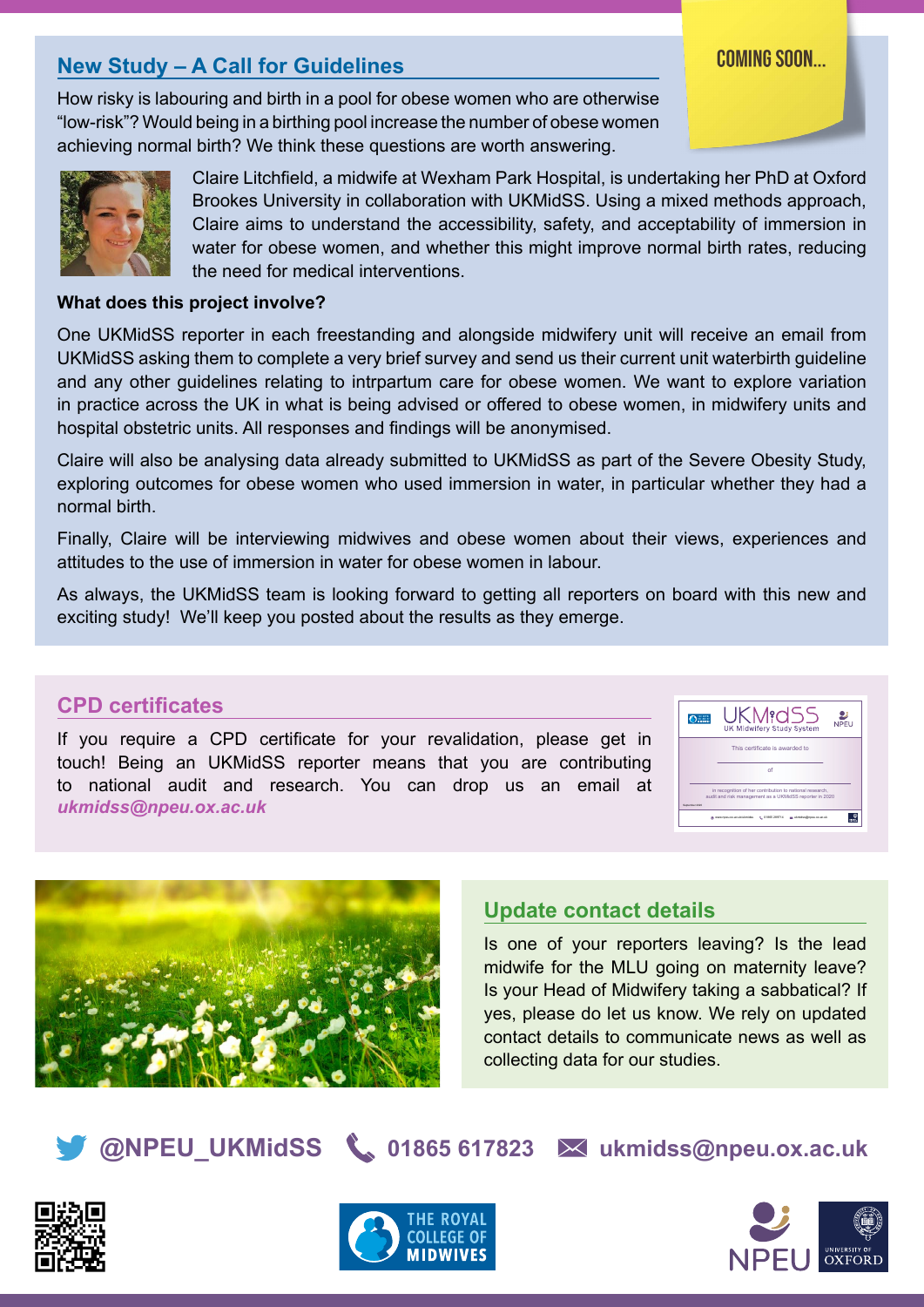COMING SOON...

## New Study – A Call for Guidelines

How risky is labouring and birth in a pool for obese women who are otherwise "low-risk"? Would being in a birthing pool increase the number of obese women achieving normal birth? We think these questions are worth answering.

Claire Litchfield, a midwife at Wexham Park Hospital, is undertaking her PhD at Oxford Brookes University in collaboration with UKMidSS. Using a mixed methods approach, Claire aims to understand the accessibility, safety, and acceptability of immersion in water for obese women, and whether this might improve normal birth rates, reducing the need for medical interventions.

**What does this project involve?**

One UKMidSS reporter in each freestanding and alongside midwifery unit will receive an email from UKMidSS asking them to complete a very brief survey and send us their current unit waterbirth guideline and any other guidelines relating to intrpartum care for obese women. We want to explore variation in practice across the UK in what is being advised or offered to obese women, in midwifery units and hospital obstetric units. All responses and findings will be anonymised.

Claire will also be analysing data already submitted to UKMidSS as part of the Severe Obesity Study, exploring outcomes for obese women who used immersion in water, in particular whether they had a normal birth.

Finally, Claire will be interviewing midwives and obese women about their views, experiences and attitudes to the use of immersion in water for obese women in labour.

As always, the UKMidSS team is looking forward to getting all reporters on board with this new and exciting study! We'll keep you posted about the results as they emerge.

## CPD certificates

If you require a CPD certificate for your revalidation, please get in touch! Being an UKMidSS reporter means that you are contributing to national audit and research. You can drop us an email at ***ukmidss@npeu.ox.ac.uk***

## Update contact details

Is one of your reporters leaving? Is the lead midwife for the MLU going on maternity leave? Is your Head of Midwifery taking a sabbatical? If yes, please do let us know. We rely on updated contact details to communicate news as well as collecting data for our studies.

**@NPEU_UKMidSS** **01865 617823** **ukmidss@npeu.ox.ac.uk**